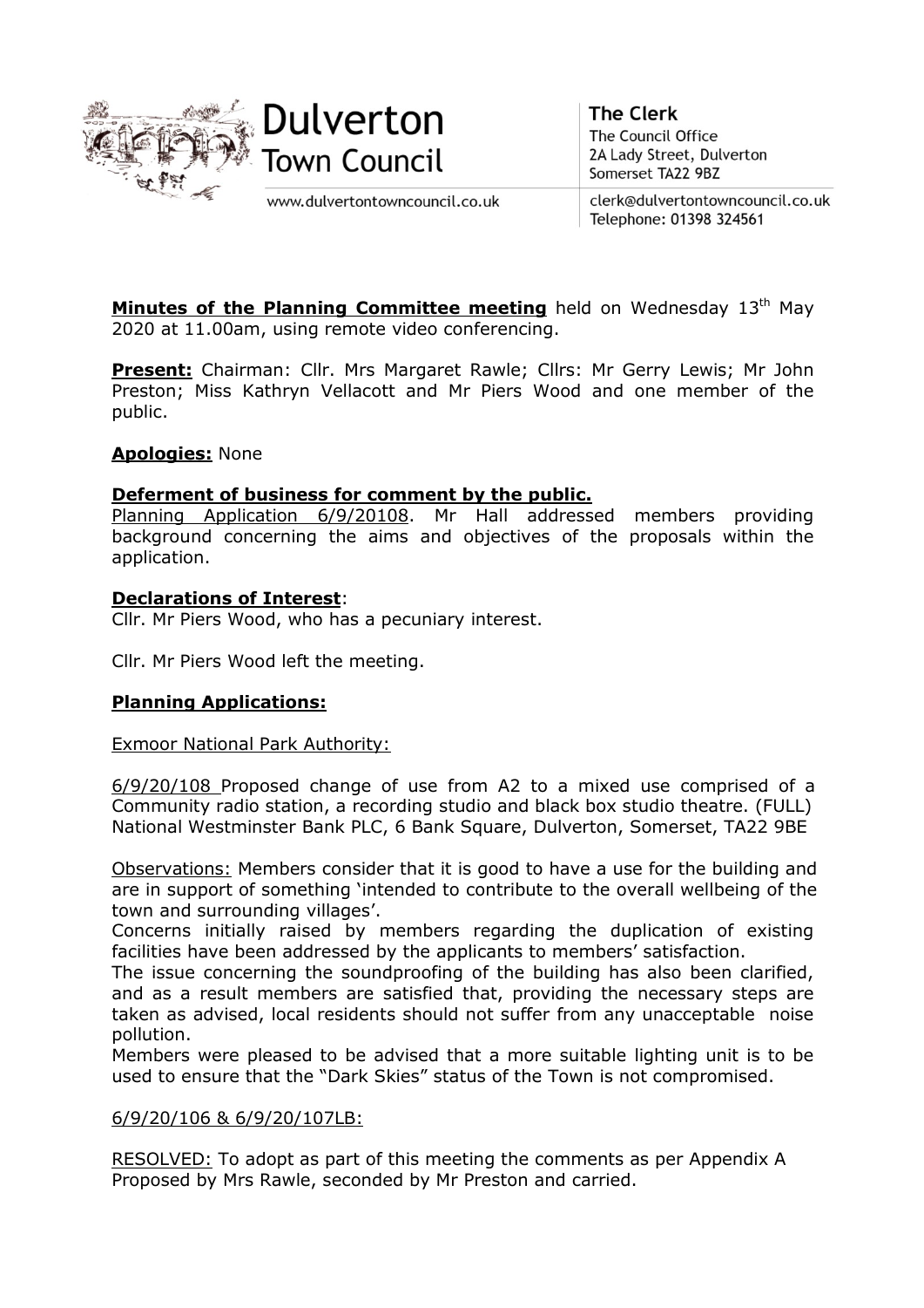# Dulverton Town Council

www.dulvertontowncouncil.co.uk

**The Clerk**
The Council Office
2A Lady Street, Dulverton
Somerset TA22 9BZ

clerk@dulvertontowncouncil.co.uk
Telephone: 01398 324561

**Minutes of the Planning Committee meeting** held on Wednesday 13th May 2020 at 11.00am, using remote video conferencing.

**Present:** Chairman: Cllr. Mrs Margaret Rawle; Cllrs: Mr Gerry Lewis; Mr John Preston; Miss Kathryn Vellacott and Mr Piers Wood and one member of the public.

**Apologies:** None

**Deferment of business for comment by the public.**

Planning Application 6/9/20108. Mr Hall addressed members providing background concerning the aims and objectives of the proposals within the application.

**Declarations of Interest**:

Cllr. Mr Piers Wood, who has a pecuniary interest.

Cllr. Mr Piers Wood left the meeting.

**Planning Applications:**

Exmoor National Park Authority:

6/9/20/108 Proposed change of use from A2 to a mixed use comprised of a Community radio station, a recording studio and black box studio theatre. (FULL) National Westminster Bank PLC, 6 Bank Square, Dulverton, Somerset, TA22 9BE

Observations: Members consider that it is good to have a use for the building and are in support of something 'intended to contribute to the overall wellbeing of the town and surrounding villages'.

Concerns initially raised by members regarding the duplication of existing facilities have been addressed by the applicants to members' satisfaction.

The issue concerning the soundproofing of the building has also been clarified, and as a result members are satisfied that, providing the necessary steps are taken as advised, local residents should not suffer from any unacceptable noise pollution.

Members were pleased to be advised that a more suitable lighting unit is to be used to ensure that the "Dark Skies" status of the Town is not compromised.

6/9/20/106 & 6/9/20/107LB:

RESOLVED: To adopt as part of this meeting the comments as per Appendix A Proposed by Mrs Rawle, seconded by Mr Preston and carried.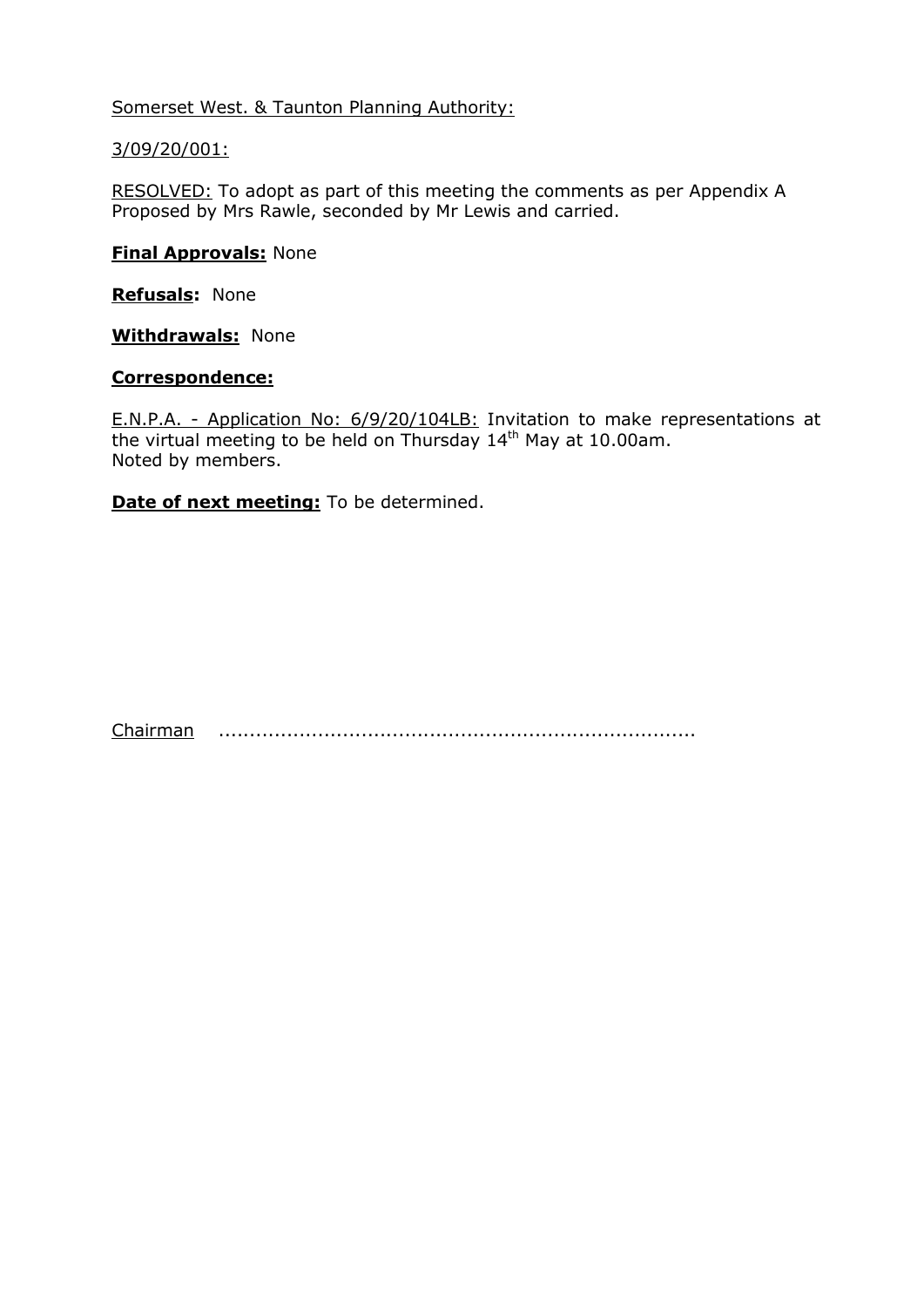Somerset West. & Taunton Planning Authority:

3/09/20/001:

RESOLVED: To adopt as part of this meeting the comments as per Appendix A Proposed by Mrs Rawle, seconded by Mr Lewis and carried.

**Final Approvals:** None

**Refusals:** None

**Withdrawals:** None

**Correspondence:**

E.N.P.A. - Application No: 6/9/20/104LB: Invitation to make representations at the virtual meeting to be held on Thursday 14th May at 10.00am.
Noted by members.

**Date of next meeting:** To be determined.

Chairman ............................................................................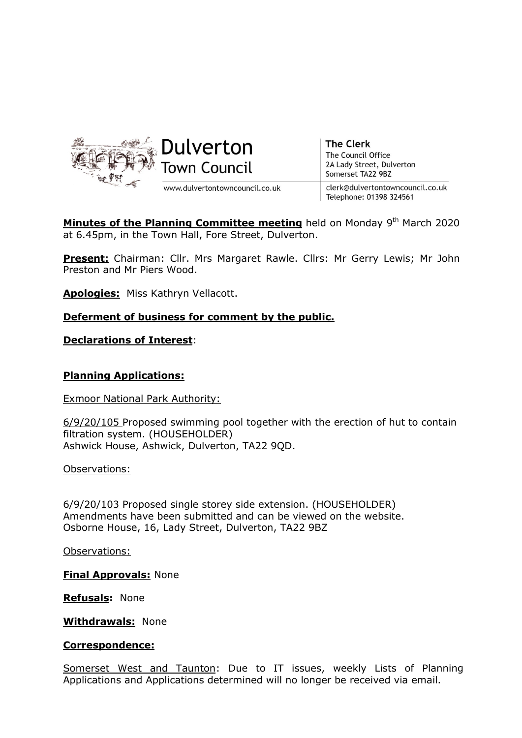**Dulverton Town Council**

www.dulvertontowncouncil.co.uk

**The Clerk**
The Council Office
2A Lady Street, Dulverton
Somerset TA22 9BZ

clerk@dulvertontowncouncil.co.uk
Telephone: 01398 324561

**Minutes of the Planning Committee meeting** held on Monday 9th March 2020 at 6.45pm, in the Town Hall, Fore Street, Dulverton.

**Present:** Chairman: Cllr. Mrs Margaret Rawle. Cllrs: Mr Gerry Lewis; Mr John Preston and Mr Piers Wood.

**Apologies:** Miss Kathryn Vellacott.

**Deferment of business for comment by the public.**

**Declarations of Interest**:

**Planning Applications:**

Exmoor National Park Authority:

6/9/20/105 Proposed swimming pool together with the erection of hut to contain filtration system. (HOUSEHOLDER)
Ashwick House, Ashwick, Dulverton, TA22 9QD.

Observations:

6/9/20/103 Proposed single storey side extension. (HOUSEHOLDER)
Amendments have been submitted and can be viewed on the website.
Osborne House, 16, Lady Street, Dulverton, TA22 9BZ

Observations:

**Final Approvals:** None

**Refusals:** None

**Withdrawals:** None

**Correspondence:**

Somerset West and Taunton: Due to IT issues, weekly Lists of Planning Applications and Applications determined will no longer be received via email.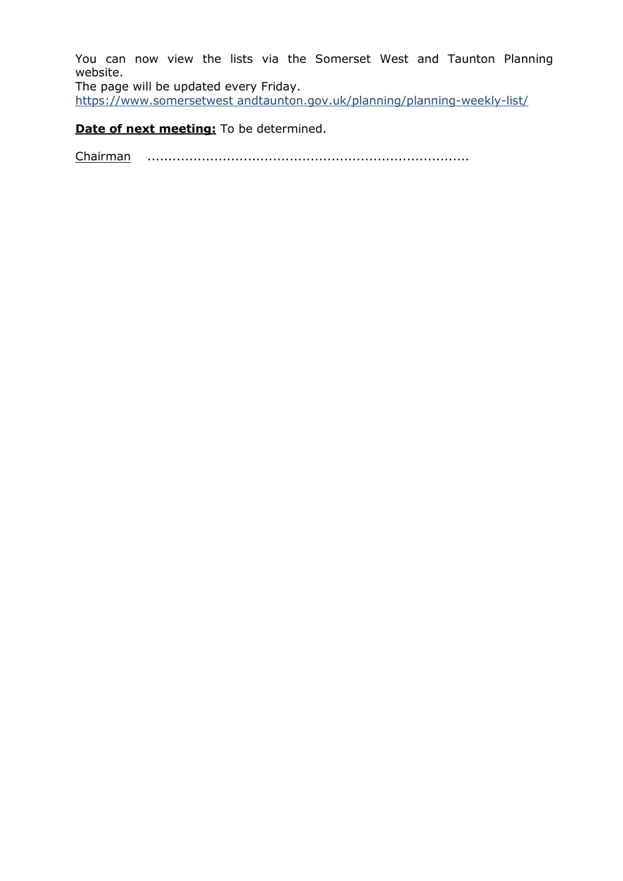You can now view the lists via the Somerset West and Taunton Planning website.
The page will be updated every Friday.
https://www.somersetwest andtaunton.gov.uk/planning/planning-weekly-list/

**Date of next meeting:** To be determined.

Chairman ..............................................................................